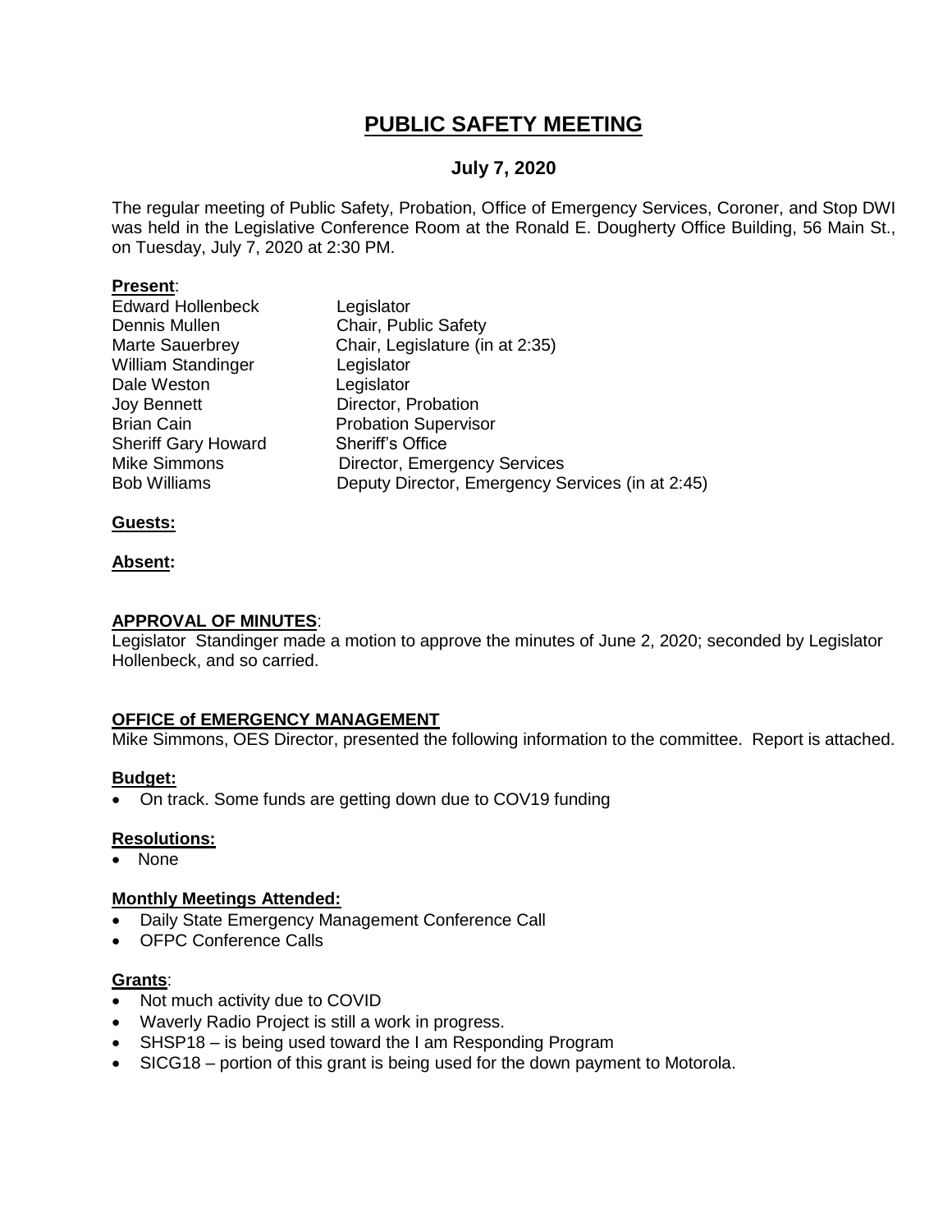# PUBLIC SAFETY MEETING

## July 7, 2020

The regular meeting of Public Safety, Probation, Office of Emergency Services, Coroner, and Stop DWI was held in the Legislative Conference Room at the Ronald E. Dougherty Office Building, 56 Main St., on Tuesday, July 7, 2020 at 2:30 PM.

**Present**:

| | |
|---|---|
| Edward Hollenbeck | Legislator |
| Dennis Mullen | Chair, Public Safety |
| Marte Sauerbrey | Chair, Legislature (in at 2:35) |
| William Standinger | Legislator |
| Dale Weston | Legislator |
| Joy Bennett | Director, Probation |
| Brian Cain | Probation Supervisor |
| Sheriff Gary Howard | Sheriff's Office |
| Mike Simmons | Director, Emergency Services |
| Bob Williams | Deputy Director, Emergency Services (in at 2:45) |

**Guests:**

**Absent:**

**APPROVAL OF MINUTES**:

Legislator Standinger made a motion to approve the minutes of June 2, 2020; seconded by Legislator Hollenbeck, and so carried.

**OFFICE of EMERGENCY MANAGEMENT**

Mike Simmons, OES Director, presented the following information to the committee. Report is attached.

**Budget:**

- On track. Some funds are getting down due to COV19 funding

**Resolutions:**

- None

**Monthly Meetings Attended:**

- Daily State Emergency Management Conference Call
- OFPC Conference Calls

**Grants**:

- Not much activity due to COVID
- Waverly Radio Project is still a work in progress.
- SHSP18 – is being used toward the I am Responding Program
- SICG18 – portion of this grant is being used for the down payment to Motorola.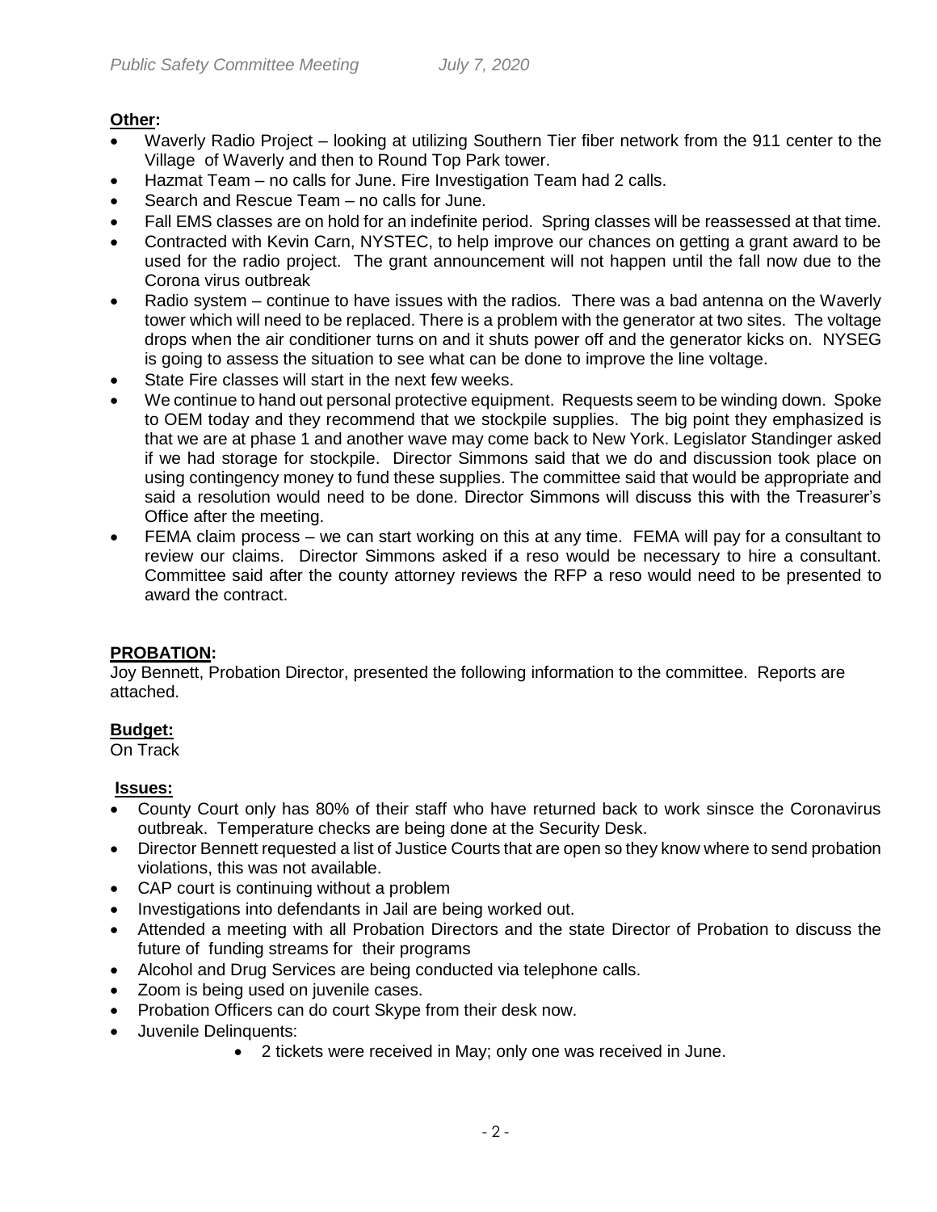**Other:**

- Waverly Radio Project – looking at utilizing Southern Tier fiber network from the 911 center to the Village of Waverly and then to Round Top Park tower.
- Hazmat Team – no calls for June. Fire Investigation Team had 2 calls.
- Search and Rescue Team – no calls for June.
- Fall EMS classes are on hold for an indefinite period. Spring classes will be reassessed at that time.
- Contracted with Kevin Carn, NYSTEC, to help improve our chances on getting a grant award to be used for the radio project. The grant announcement will not happen until the fall now due to the Corona virus outbreak
- Radio system – continue to have issues with the radios. There was a bad antenna on the Waverly tower which will need to be replaced. There is a problem with the generator at two sites. The voltage drops when the air conditioner turns on and it shuts power off and the generator kicks on. NYSEG is going to assess the situation to see what can be done to improve the line voltage.
- State Fire classes will start in the next few weeks.
- We continue to hand out personal protective equipment. Requests seem to be winding down. Spoke to OEM today and they recommend that we stockpile supplies. The big point they emphasized is that we are at phase 1 and another wave may come back to New York. Legislator Standinger asked if we had storage for stockpile. Director Simmons said that we do and discussion took place on using contingency money to fund these supplies. The committee said that would be appropriate and said a resolution would need to be done. Director Simmons will discuss this with the Treasurer's Office after the meeting.
- FEMA claim process – we can start working on this at any time. FEMA will pay for a consultant to review our claims. Director Simmons asked if a reso would be necessary to hire a consultant. Committee said after the county attorney reviews the RFP a reso would need to be presented to award the contract.

**PROBATION:**

Joy Bennett, Probation Director, presented the following information to the committee. Reports are attached.

**Budget:**

On Track

**Issues:**

- County Court only has 80% of their staff who have returned back to work sinsce the Coronavirus outbreak. Temperature checks are being done at the Security Desk.
- Director Bennett requested a list of Justice Courts that are open so they know where to send probation violations, this was not available.
- CAP court is continuing without a problem
- Investigations into defendants in Jail are being worked out.
- Attended a meeting with all Probation Directors and the state Director of Probation to discuss the future of funding streams for their programs
- Alcohol and Drug Services are being conducted via telephone calls.
- Zoom is being used on juvenile cases.
- Probation Officers can do court Skype from their desk now.
- Juvenile Delinquents:
  - 2 tickets were received in May; only one was received in June.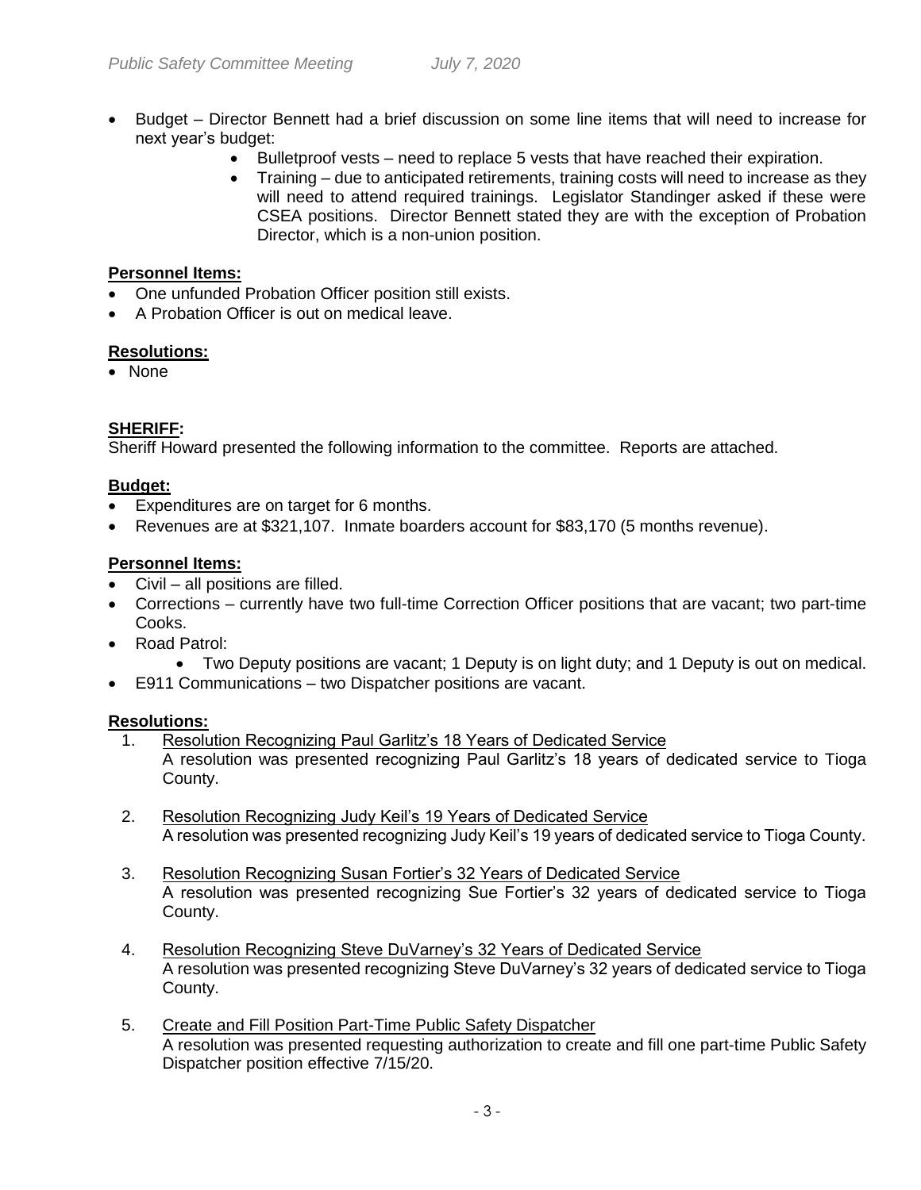- Budget – Director Bennett had a brief discussion on some line items that will need to increase for next year's budget:
    - Bulletproof vests – need to replace 5 vests that have reached their expiration.
    - Training – due to anticipated retirements, training costs will need to increase as they will need to attend required trainings. Legislator Standinger asked if these were CSEA positions. Director Bennett stated they are with the exception of Probation Director, which is a non-union position.

**Personnel Items:**

- One unfunded Probation Officer position still exists.
- A Probation Officer is out on medical leave.

**Resolutions:**

- None

**SHERIFF:**

Sheriff Howard presented the following information to the committee. Reports are attached.

**Budget:**

- Expenditures are on target for 6 months.
- Revenues are at $321,107. Inmate boarders account for $83,170 (5 months revenue).

**Personnel Items:**

- Civil – all positions are filled.
- Corrections – currently have two full-time Correction Officer positions that are vacant; two part-time Cooks.
- Road Patrol:
    - Two Deputy positions are vacant; 1 Deputy is on light duty; and 1 Deputy is out on medical.
- E911 Communications – two Dispatcher positions are vacant.

**Resolutions:**

1. Resolution Recognizing Paul Garlitz's 18 Years of Dedicated Service
   A resolution was presented recognizing Paul Garlitz's 18 years of dedicated service to Tioga County.

2. Resolution Recognizing Judy Keil's 19 Years of Dedicated Service
   A resolution was presented recognizing Judy Keil's 19 years of dedicated service to Tioga County.

3. Resolution Recognizing Susan Fortier's 32 Years of Dedicated Service
   A resolution was presented recognizing Sue Fortier's 32 years of dedicated service to Tioga County.

4. Resolution Recognizing Steve DuVarney's 32 Years of Dedicated Service
   A resolution was presented recognizing Steve DuVarney's 32 years of dedicated service to Tioga County.

5. Create and Fill Position Part-Time Public Safety Dispatcher
   A resolution was presented requesting authorization to create and fill one part-time Public Safety Dispatcher position effective 7/15/20.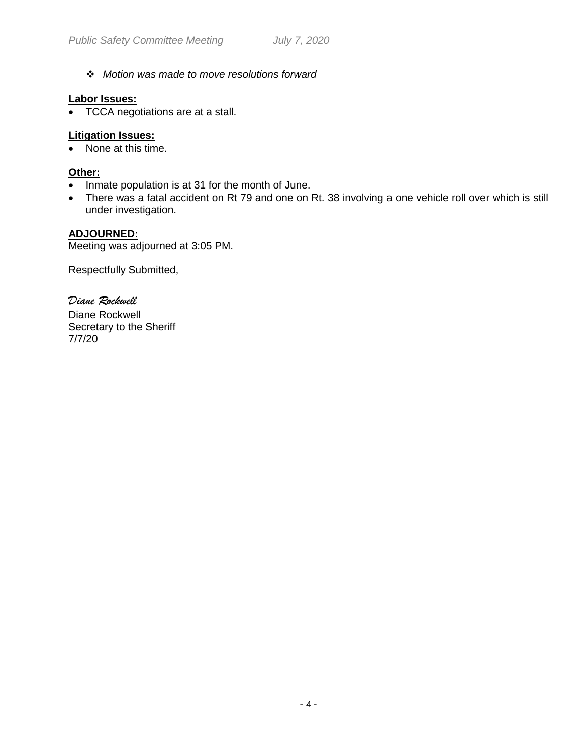- *Motion was made to move resolutions forward*

**Labor Issues:**

- TCCA negotiations are at a stall.

**Litigation Issues:**

- None at this time.

**Other:**

- Inmate population is at 31 for the month of June.
- There was a fatal accident on Rt 79 and one on Rt. 38 involving a one vehicle roll over which is still under investigation.

**ADJOURNED:**

Meeting was adjourned at 3:05 PM.

Respectfully Submitted,

*Diane Rockwell*

Diane Rockwell
Secretary to the Sheriff
7/7/20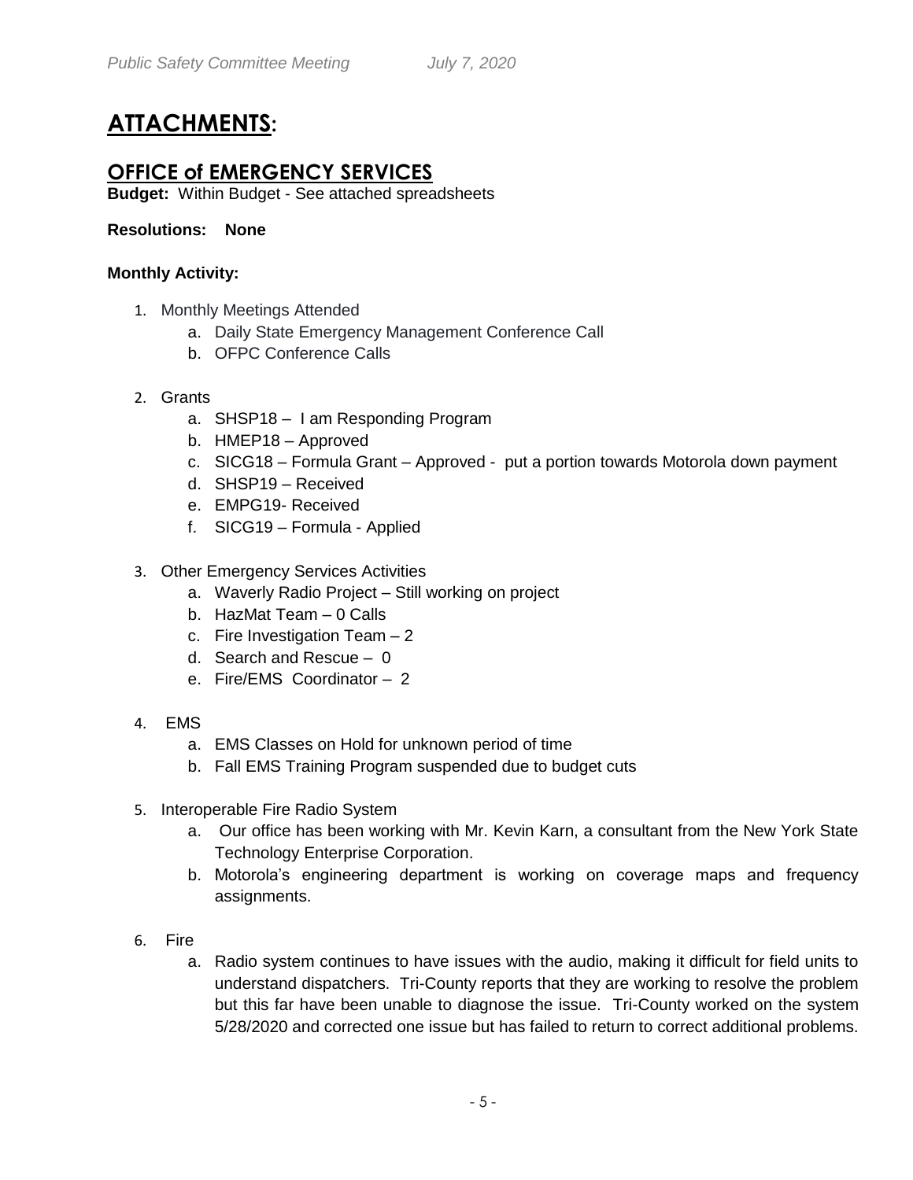# ATTACHMENTS:

## OFFICE of EMERGENCY SERVICES

**Budget:** Within Budget - See attached spreadsheets

**Resolutions: None**

**Monthly Activity:**

1. Monthly Meetings Attended
    a. Daily State Emergency Management Conference Call
    b. OFPC Conference Calls

2. Grants
    a. SHSP18 – I am Responding Program
    b. HMEP18 – Approved
    c. SICG18 – Formula Grant – Approved - put a portion towards Motorola down payment
    d. SHSP19 – Received
    e. EMPG19- Received
    f. SICG19 – Formula - Applied

3. Other Emergency Services Activities
    a. Waverly Radio Project – Still working on project
    b. HazMat Team – 0 Calls
    c. Fire Investigation Team – 2
    d. Search and Rescue – 0
    e. Fire/EMS Coordinator – 2

4. EMS
    a. EMS Classes on Hold for unknown period of time
    b. Fall EMS Training Program suspended due to budget cuts

5. Interoperable Fire Radio System
    a. Our office has been working with Mr. Kevin Karn, a consultant from the New York State Technology Enterprise Corporation.
    b. Motorola's engineering department is working on coverage maps and frequency assignments.

6. Fire
    a. Radio system continues to have issues with the audio, making it difficult for field units to understand dispatchers. Tri-County reports that they are working to resolve the problem but this far have been unable to diagnose the issue. Tri-County worked on the system 5/28/2020 and corrected one issue but has failed to return to correct additional problems.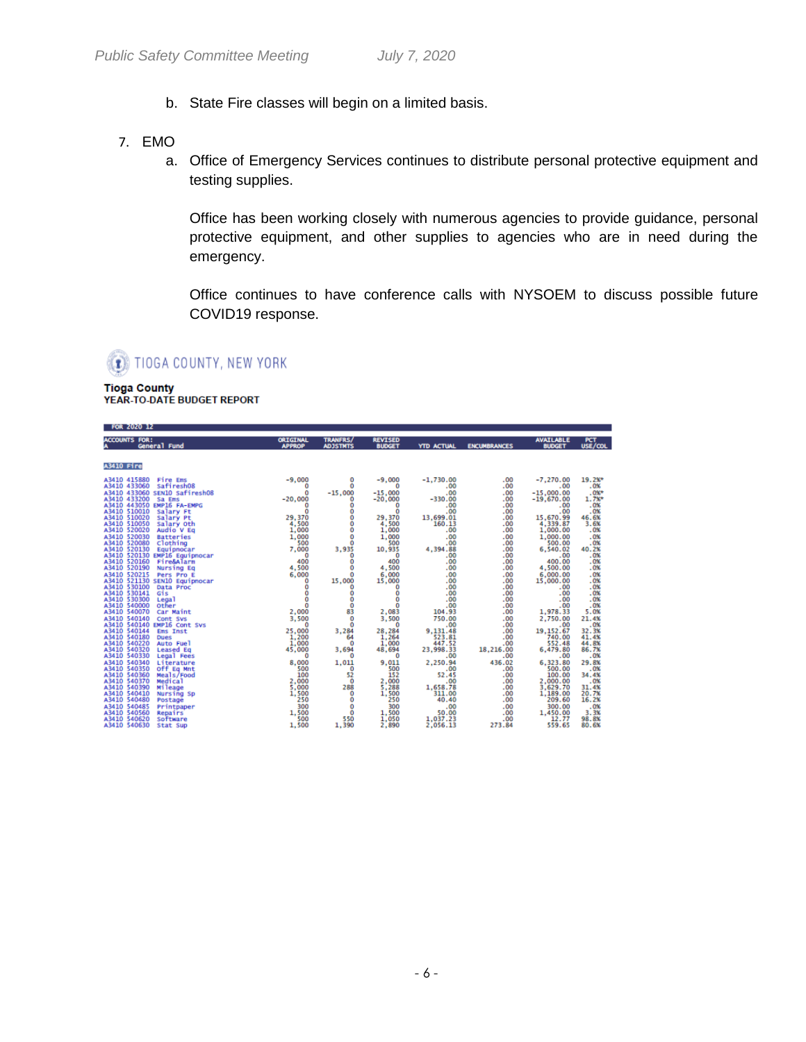b. State Fire classes will begin on a limited basis.

7. EMO

   a. Office of Emergency Services continues to distribute personal protective equipment and testing supplies.

      Office has been working closely with numerous agencies to provide guidance, personal protective equipment, and other supplies to agencies who are in need during the emergency.

      Office continues to have conference calls with NYSOEM to discuss possible future COVID19 response.

TIOGA COUNTY, NEW YORK

**Tioga County**
**YEAR-TO-DATE BUDGET REPORT**

FOR 2020 12

| ACCOUNTS FOR: General Fund | ORIGINAL APPROP | TRANFRS/ ADJSTMTS | REVISED BUDGET | YTD ACTUAL | ENCUMBRANCES | AVAILABLE BUDGET | PCT USE/COL |
|---|---|---|---|---|---|---|---|
| **A3410 Fire** | | | | | | | |
| A3410 415880 Fire Ems | -9,000 | 0 | -9,000 | -1,730.00 | .00 | -7,270.00 | 19.2%* |
| A3410 433060 Safiresh08 | 0 | 0 | 0 | .00 | .00 | .00 | .0% |
| A3410 433060 SEN10 Safiresh08 | 0 | -15,000 | -15,000 | .00 | .00 | -15,000.00 | .0%* |
| A3410 433200 Sa Ems | -20,000 | 0 | -20,000 | -330.00 | .00 | -19,670.00 | 1.7%* |
| A3410 443050 EMP16 FA-EMPG | 0 | 0 | 0 | .00 | .00 | .00 | .0% |
| A3410 510010 Salary Ft | 0 | 0 | 0 | .00 | .00 | .00 | .0% |
| A3410 510020 Salary Pt | 29,370 | 0 | 29,370 | 13,699.01 | .00 | 15,670.99 | 46.6% |
| A3410 510050 Salary Oth | 4,500 | 0 | 4,500 | 160.13 | .00 | 4,339.87 | 3.6% |
| A3410 520020 Audio V Eq | 1,000 | 0 | 1,000 | .00 | .00 | 1,000.00 | .0% |
| A3410 520030 Batteries | 1,000 | 0 | 1,000 | .00 | .00 | 1,000.00 | .0% |
| A3410 520080 Clothing | 500 | 0 | 500 | .00 | .00 | 500.00 | .0% |
| A3410 520130 Equipnocar | 7,000 | 3,935 | 10,935 | 4,394.88 | .00 | 6,540.02 | 40.2% |
| A3410 520130 EMP16 Equipnocar | 0 | 0 | 0 | .00 | .00 | .00 | .0% |
| A3410 520160 Fire&Alarm | 400 | 0 | 400 | .00 | .00 | 400.00 | .0% |
| A3410 520190 Nursing Eq | 4,500 | 0 | 4,500 | .00 | .00 | 4,500.00 | .0% |
| A3410 520215 Pers Pro E | 6,000 | 0 | 6,000 | .00 | .00 | 6,000.00 | .0% |
| A3410 521130 SEN10 Equipnocar | 0 | 15,000 | 15,000 | .00 | .00 | 15,000.00 | .0% |
| A3410 530100 Data Proc | 0 | 0 | 0 | .00 | .00 | .00 | .0% |
| A3410 530141 Gis | 0 | 0 | 0 | .00 | .00 | .00 | .0% |
| A3410 530300 Legal | 0 | 0 | 0 | .00 | .00 | .00 | .0% |
| A3410 540000 Other | 0 | 0 | 0 | .00 | .00 | .00 | .0% |
| A3410 540070 Car Maint | 2,000 | 83 | 2,083 | 104.93 | .00 | 1,978.33 | 5.0% |
| A3410 540140 Cont Svs | 3,500 | 0 | 3,500 | 750.00 | .00 | 2,750.00 | 21.4% |
| A3410 540140 EMP16 Cont Svs | 0 | 0 | 0 | .00 | .00 | .00 | .0% |
| A3410 540144 Ems Inst | 25,000 | 3,284 | 28,284 | 9,131.48 | .00 | 19,152.67 | 32.3% |
| A3410 540180 Dues | 1,200 | 64 | 1,264 | 523.81 | .00 | 740.00 | 41.4% |
| A3410 540220 Auto Fuel | 1,000 | 0 | 1,000 | 447.52 | .00 | 552.48 | 44.8% |
| A3410 540320 Leased Eq | 45,000 | 3,694 | 48,694 | 23,998.33 | 18,216.00 | 6,479.80 | 86.7% |
| A3410 540330 Legal Fees | 0 | 0 | 0 | .00 | .00 | .00 | .0% |
| A3410 540340 Literature | 8,000 | 1,011 | 9,011 | 2,250.94 | 436.02 | 6,323.80 | 29.8% |
| A3410 540350 Off Eq Mnt | 500 | 0 | 500 | .00 | .00 | 500.00 | .0% |
| A3410 540360 Meals/Food | 100 | 52 | 152 | 52.45 | .00 | 100.00 | 34.4% |
| A3410 540370 Medical | 2,000 | 0 | 2,000 | .00 | .00 | 2,000.00 | .0% |
| A3410 540390 Mileage | 5,000 | 288 | 5,288 | 1,658.78 | .00 | 3,629.70 | 31.4% |
| A3410 540410 Nursing Sp | 1,500 | 0 | 1,500 | 311.00 | .00 | 1,189.00 | 20.7% |
| A3410 540480 Postage | 250 | 0 | 250 | 40.40 | .00 | 209.60 | 16.2% |
| A3410 540485 Printpaper | 300 | 0 | 300 | .00 | .00 | 300.00 | .0% |
| A3410 540560 Repairs | 1,500 | 0 | 1,500 | 50.00 | .00 | 1,450.00 | 3.3% |
| A3410 540620 Software | 500 | 550 | 1,050 | 1,037.23 | .00 | 12.77 | 98.8% |
| A3410 540630 Stat Sup | 1,500 | 1,390 | 2,890 | 2,056.13 | 273.84 | 559.65 | 80.6% |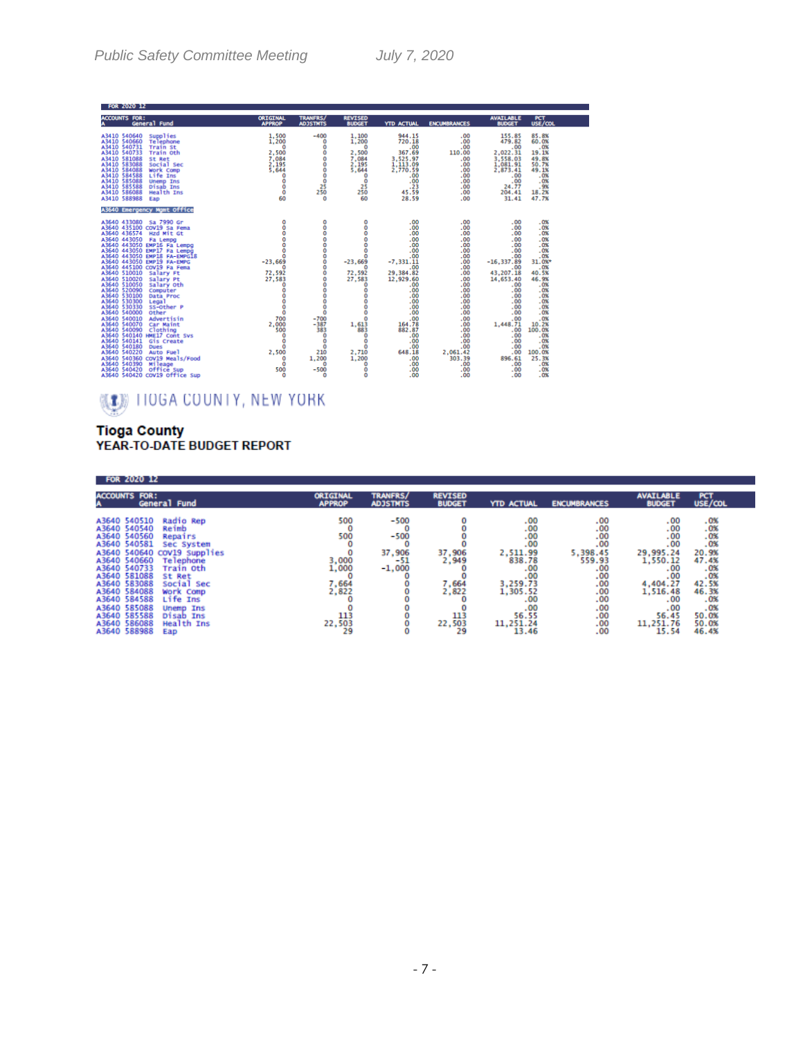FOR 2020 12

| ACCOUNTS FOR: A General Fund | | ORIGINAL APPROP | TRANFRS/ ADJSTMTS | REVISED BUDGET | YTD ACTUAL | ENCUMBRANCES | AVAILABLE BUDGET | PCT USE/COL |
|---|---|---|---|---|---|---|---|---|
| A3410 540640 | Supplies | 1,500 | -400 | 1,100 | 944.15 | .00 | 155.85 | 85.8% |
| A3410 540660 | Telephone | 1,200 | 0 | 1,200 | 720.18 | .00 | 479.82 | 60.0% |
| A3410 540731 | Train St | 0 | 0 | 0 | .00 | .00 | .00 | .0% |
| A3410 540733 | Train Oth | 2,500 | 0 | 2,500 | 367.69 | 110.00 | 2,022.31 | 19.1% |
| A3410 581088 | St Ret | 7,084 | 0 | 7,084 | 3,525.97 | .00 | 3,558.03 | 49.8% |
| A3410 583088 | Social Sec | 2,195 | 0 | 2,195 | 1,113.09 | .00 | 1,081.91 | 50.7% |
| A3410 584088 | Work Comp | 5,644 | 0 | 5,644 | 2,770.59 | .00 | 2,873.41 | 49.1% |
| A3410 584588 | Life Ins | 0 | 0 | 0 | .00 | .00 | .00 | .0% |
| A3410 585088 | Unemp Ins | 0 | 0 | 0 | .00 | .00 | .00 | .0% |
| A3410 585588 | Disab Ins | 0 | 25 | 25 | .23 | .00 | 24.77 | .9% |
| A3410 586088 | Health Ins | 0 | 250 | 250 | 45.59 | .00 | 204.41 | 18.2% |
| A3410 588988 | Eap | 60 | 0 | 60 | 28.59 | .00 | 31.41 | 47.7% |
| A3640 Emergency Mgmt Office | | | | | | | | |
| A3640 433080 | Sa 7990 Gr | 0 | 0 | 0 | .00 | .00 | .00 | .0% |
| A3640 435100 | COV19 Sa Fema | 0 | 0 | 0 | .00 | .00 | .00 | .0% |
| A3640 436574 | Hzd Mit Gt | 0 | 0 | 0 | .00 | .00 | .00 | .0% |
| A3640 443050 | Fa Lempg | 0 | 0 | 0 | .00 | .00 | .00 | .0% |
| A3640 443050 | EMP16 Fa Lempg | 0 | 0 | 0 | .00 | .00 | .00 | .0% |
| A3640 443050 | EMP17 Fa Lempg | 0 | 0 | 0 | .00 | .00 | .00 | .0% |
| A3640 443050 | EMP18 FA-EMPG18 | 0 | 0 | 0 | .00 | .00 | .00 | .0% |
| A3640 443050 | EMP19 FA-EMPG | -23,669 | 0 | -23,669 | -7,331.11 | .00 | -16,337.89 | 31.0%* |
| A3640 445100 | COV19 Fa Fema | 0 | 0 | 0 | .00 | .00 | .00 | .0% |
| A3640 510010 | Salary Ft | 72,592 | 0 | 72,592 | 29,384.82 | .00 | 43,207.18 | 40.5% |
| A3640 510020 | Salary Pt | 27,583 | 0 | 27,583 | 12,929.60 | .00 | 14,653.40 | 46.9% |
| A3640 510050 | Salary Oth | 0 | 0 | 0 | .00 | .00 | .00 | .0% |
| A3640 520090 | Computer | 0 | 0 | 0 | .00 | .00 | .00 | .0% |
| A3640 530100 | Data Proc | 0 | 0 | 0 | .00 | .00 | .00 | .0% |
| A3640 530300 | Legal | 0 | 0 | 0 | .00 | .00 | .00 | .0% |
| A3640 530330 | SS-Other P | 0 | 0 | 0 | .00 | .00 | .00 | .0% |
| A3640 540000 | Other | 0 | 0 | 0 | .00 | .00 | .00 | .0% |
| A3640 540010 | Advertisin | 700 | -700 | 0 | .00 | .00 | .00 | .0% |
| A3640 540070 | Car Maint | 2,000 | -387 | 1,613 | 164.78 | .00 | 1,448.71 | 10.2% |
| A3640 540090 | Clothing | 500 | 383 | 883 | 882.87 | .00 | .00 | 100.0% |
| A3640 540140 | HME17 Cont Svs | 0 | 0 | 0 | .00 | .00 | .00 | .0% |
| A3640 540141 | Gis Create | 0 | 0 | 0 | .00 | .00 | .00 | .0% |
| A3640 540180 | Dues | 0 | 0 | 0 | .00 | .00 | .00 | .0% |
| A3640 540220 | Auto Fuel | 2,500 | 210 | 2,710 | 648.18 | 2,061.42 | .00 | 100.0% |
| A3640 540360 | COV19 Meals/Food | 0 | 1,200 | 1,200 | .00 | 303.39 | 896.61 | 25.3% |
| A3640 540390 | Mileage | 0 | 0 | 0 | .00 | .00 | .00 | .0% |
| A3640 540420 | Office Sup | 500 | -500 | 0 | .00 | .00 | .00 | .0% |
| A3640 540420 | COV19 Office Sup | 0 | 0 | 0 | .00 | .00 | .00 | .0% |

TIOGA COUNTY, NEW YORK

**Tioga County**
**YEAR-TO-DATE BUDGET REPORT**

FOR 2020 12

| ACCOUNTS FOR: A General Fund | | ORIGINAL APPROP | TRANFRS/ ADJSTMTS | REVISED BUDGET | YTD ACTUAL | ENCUMBRANCES | AVAILABLE BUDGET | PCT USE/COL |
|---|---|---|---|---|---|---|---|---|
| A3640 540510 | Radio Rep | 500 | -500 | 0 | .00 | .00 | .00 | .0% |
| A3640 540540 | Reimb | 0 | 0 | 0 | .00 | .00 | .00 | .0% |
| A3640 540560 | Repairs | 500 | -500 | 0 | .00 | .00 | .00 | .0% |
| A3640 540581 | Sec System | 0 | 0 | 0 | .00 | .00 | .00 | .0% |
| A3640 540640 | COV19 Supplies | 0 | 37,906 | 37,906 | 2,511.99 | 5,398.45 | 29,995.24 | 20.9% |
| A3640 540660 | Telephone | 3,000 | -51 | 2,949 | 838.78 | 559.93 | 1,550.12 | 47.4% |
| A3640 540733 | Train Oth | 1,000 | -1,000 | 0 | .00 | .00 | .00 | .0% |
| A3640 581088 | St Ret | 0 | 0 | 0 | .00 | .00 | .00 | .0% |
| A3640 583088 | Social Sec | 7,664 | 0 | 7,664 | 3,259.73 | .00 | 4,404.27 | 42.5% |
| A3640 584088 | Work Comp | 2,822 | 0 | 2,822 | 1,305.52 | .00 | 1,516.48 | 46.3% |
| A3640 584588 | Life Ins | 0 | 0 | 0 | .00 | .00 | .00 | .0% |
| A3640 585088 | Unemp Ins | 0 | 0 | 0 | .00 | .00 | .00 | .0% |
| A3640 585588 | Disab Ins | 113 | 0 | 113 | 56.55 | .00 | 56.45 | 50.0% |
| A3640 586088 | Health Ins | 22,503 | 0 | 22,503 | 11,251.24 | .00 | 11,251.76 | 50.0% |
| A3640 588988 | Eap | 29 | 0 | 29 | 13.46 | .00 | 15.54 | 46.4% |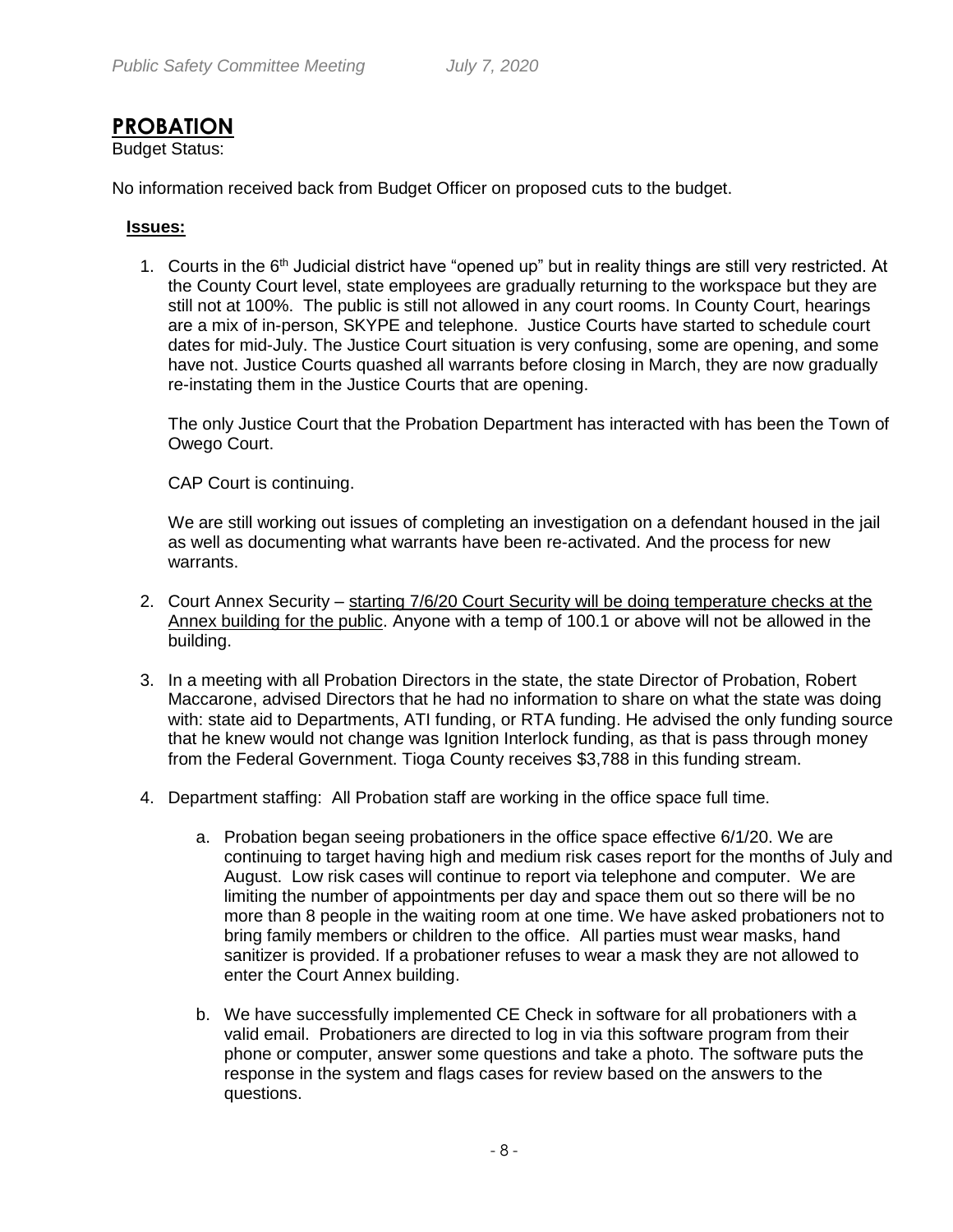## PROBATION

Budget Status:

No information received back from Budget Officer on proposed cuts to the budget.

**Issues:**

1. Courts in the 6th Judicial district have "opened up" but in reality things are still very restricted. At the County Court level, state employees are gradually returning to the workspace but they are still not at 100%. The public is still not allowed in any court rooms. In County Court, hearings are a mix of in-person, SKYPE and telephone. Justice Courts have started to schedule court dates for mid-July. The Justice Court situation is very confusing, some are opening, and some have not. Justice Courts quashed all warrants before closing in March, they are now gradually re-instating them in the Justice Courts that are opening.

   The only Justice Court that the Probation Department has interacted with has been the Town of Owego Court.

   CAP Court is continuing.

   We are still working out issues of completing an investigation on a defendant housed in the jail as well as documenting what warrants have been re-activated. And the process for new warrants.

2. Court Annex Security – starting 7/6/20 Court Security will be doing temperature checks at the Annex building for the public. Anyone with a temp of 100.1 or above will not be allowed in the building.

3. In a meeting with all Probation Directors in the state, the state Director of Probation, Robert Maccarone, advised Directors that he had no information to share on what the state was doing with: state aid to Departments, ATI funding, or RTA funding. He advised the only funding source that he knew would not change was Ignition Interlock funding, as that is pass through money from the Federal Government. Tioga County receives $3,788 in this funding stream.

4. Department staffing: All Probation staff are working in the office space full time.

   a. Probation began seeing probationers in the office space effective 6/1/20. We are continuing to target having high and medium risk cases report for the months of July and August. Low risk cases will continue to report via telephone and computer. We are limiting the number of appointments per day and space them out so there will be no more than 8 people in the waiting room at one time. We have asked probationers not to bring family members or children to the office. All parties must wear masks, hand sanitizer is provided. If a probationer refuses to wear a mask they are not allowed to enter the Court Annex building.

   b. We have successfully implemented CE Check in software for all probationers with a valid email. Probationers are directed to log in via this software program from their phone or computer, answer some questions and take a photo. The software puts the response in the system and flags cases for review based on the answers to the questions.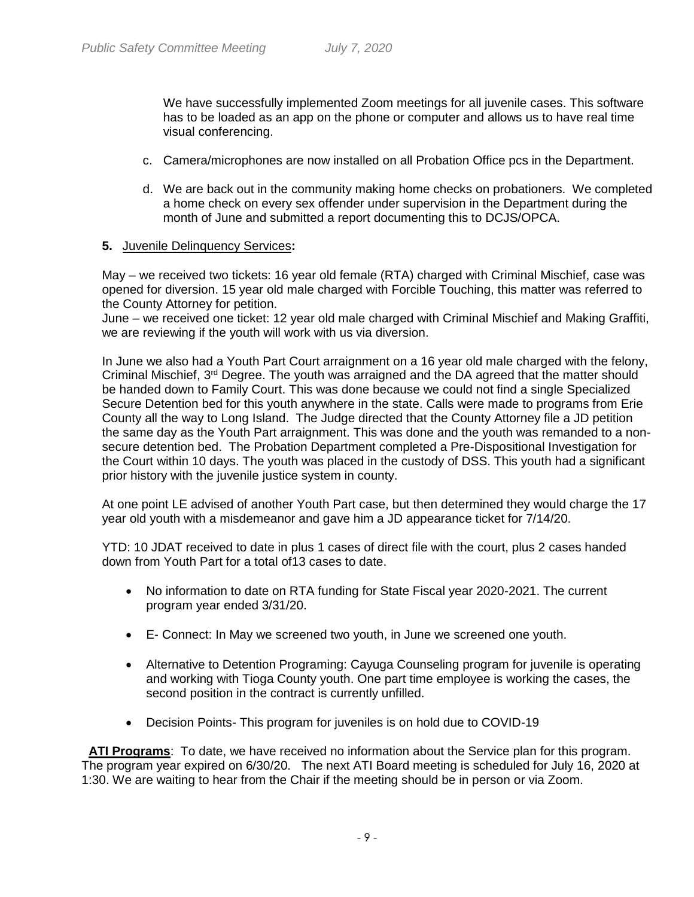We have successfully implemented Zoom meetings for all juvenile cases. This software has to be loaded as an app on the phone or computer and allows us to have real time visual conferencing.

c. Camera/microphones are now installed on all Probation Office pcs in the Department.

d. We are back out in the community making home checks on probationers. We completed a home check on every sex offender under supervision in the Department during the month of June and submitted a report documenting this to DCJS/OPCA.

**5.** Juvenile Delinquency Services**:**

May – we received two tickets: 16 year old female (RTA) charged with Criminal Mischief, case was opened for diversion. 15 year old male charged with Forcible Touching, this matter was referred to the County Attorney for petition.
June – we received one ticket: 12 year old male charged with Criminal Mischief and Making Graffiti, we are reviewing if the youth will work with us via diversion.

In June we also had a Youth Part Court arraignment on a 16 year old male charged with the felony, Criminal Mischief, 3rd Degree. The youth was arraigned and the DA agreed that the matter should be handed down to Family Court. This was done because we could not find a single Specialized Secure Detention bed for this youth anywhere in the state. Calls were made to programs from Erie County all the way to Long Island. The Judge directed that the County Attorney file a JD petition the same day as the Youth Part arraignment. This was done and the youth was remanded to a non-secure detention bed. The Probation Department completed a Pre-Dispositional Investigation for the Court within 10 days. The youth was placed in the custody of DSS. This youth had a significant prior history with the juvenile justice system in county.

At one point LE advised of another Youth Part case, but then determined they would charge the 17 year old youth with a misdemeanor and gave him a JD appearance ticket for 7/14/20.

YTD: 10 JDAT received to date in plus 1 cases of direct file with the court, plus 2 cases handed down from Youth Part for a total of13 cases to date.

- No information to date on RTA funding for State Fiscal year 2020-2021. The current program year ended 3/31/20.
- E- Connect: In May we screened two youth, in June we screened one youth.
- Alternative to Detention Programing: Cayuga Counseling program for juvenile is operating and working with Tioga County youth. One part time employee is working the cases, the second position in the contract is currently unfilled.
- Decision Points- This program for juveniles is on hold due to COVID-19

**ATI Programs**: To date, we have received no information about the Service plan for this program. The program year expired on 6/30/20. The next ATI Board meeting is scheduled for July 16, 2020 at 1:30. We are waiting to hear from the Chair if the meeting should be in person or via Zoom.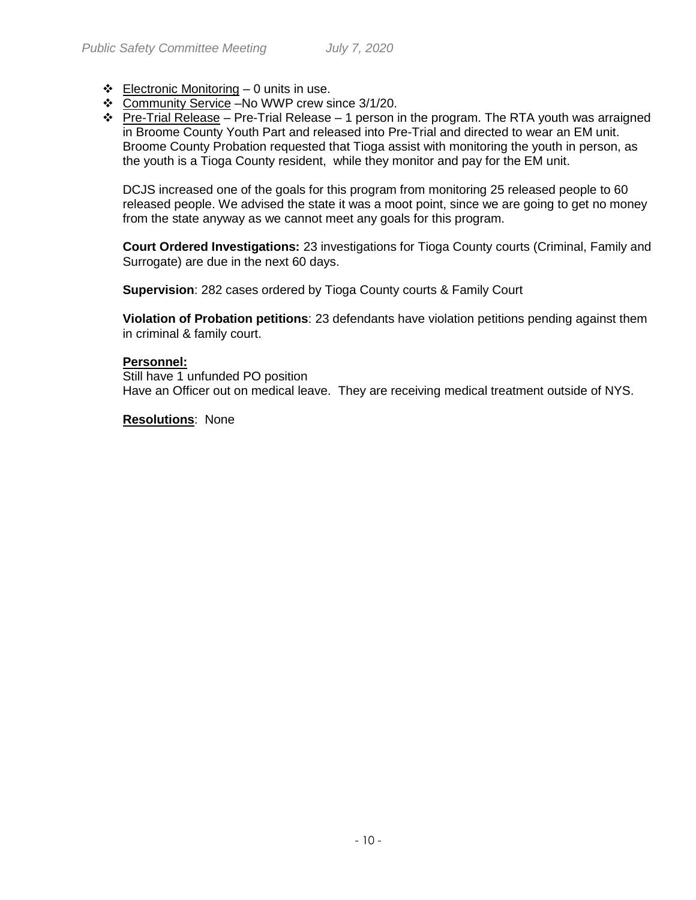- Electronic Monitoring – 0 units in use.
- Community Service –No WWP crew since 3/1/20.
- Pre-Trial Release – Pre-Trial Release – 1 person in the program. The RTA youth was arraigned in Broome County Youth Part and released into Pre-Trial and directed to wear an EM unit. Broome County Probation requested that Tioga assist with monitoring the youth in person, as the youth is a Tioga County resident, while they monitor and pay for the EM unit.

  DCJS increased one of the goals for this program from monitoring 25 released people to 60 released people. We advised the state it was a moot point, since we are going to get no money from the state anyway as we cannot meet any goals for this program.

  **Court Ordered Investigations:** 23 investigations for Tioga County courts (Criminal, Family and Surrogate) are due in the next 60 days.

  **Supervision**: 282 cases ordered by Tioga County courts & Family Court

  **Violation of Probation petitions**: 23 defendants have violation petitions pending against them in criminal & family court.

  **Personnel:**
  Still have 1 unfunded PO position
  Have an Officer out on medical leave. They are receiving medical treatment outside of NYS.

  **Resolutions**: None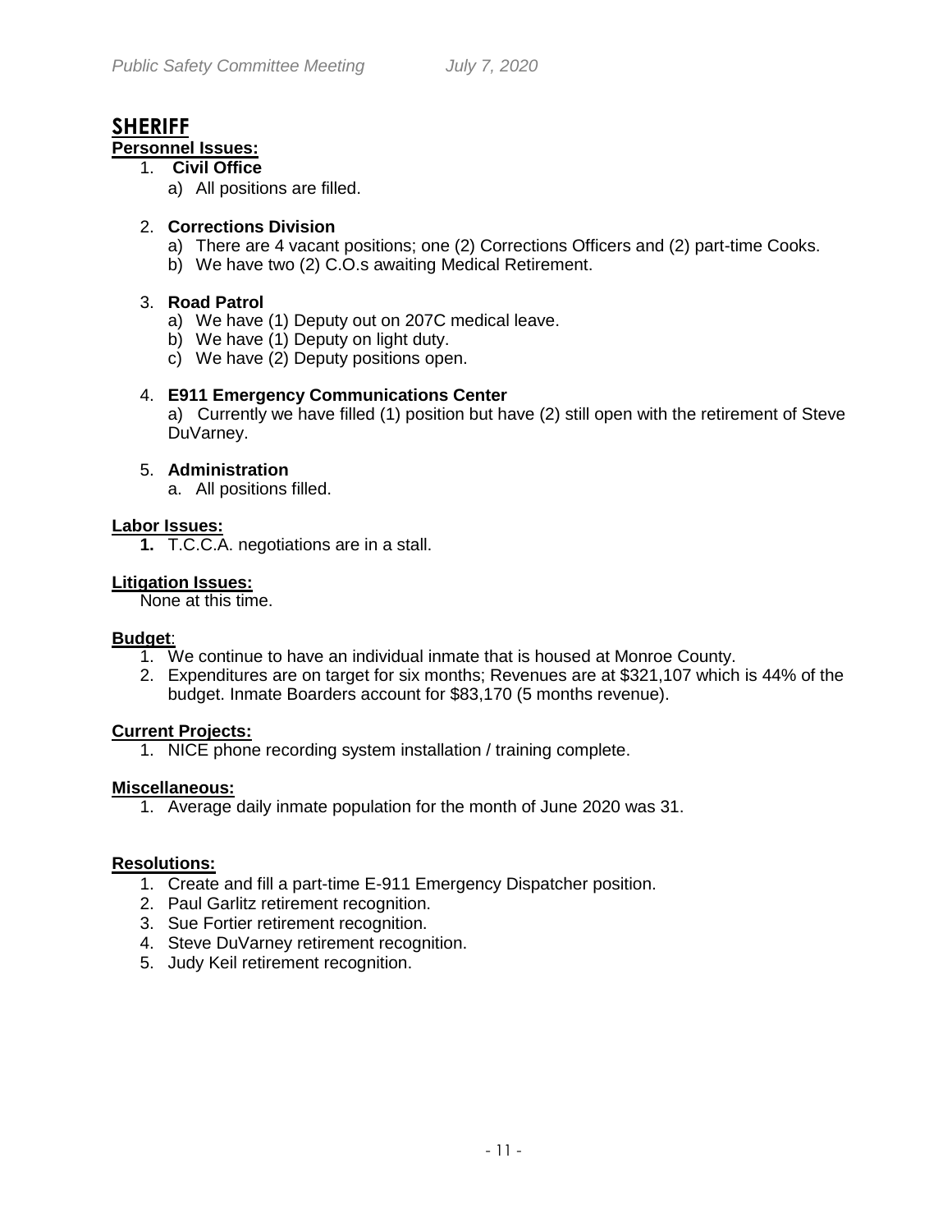# SHERIFF

**Personnel Issues:**

1. **Civil Office**
   a) All positions are filled.

2. **Corrections Division**
   a) There are 4 vacant positions; one (2) Corrections Officers and (2) part-time Cooks.
   b) We have two (2) C.O.s awaiting Medical Retirement.

3. **Road Patrol**
   a) We have (1) Deputy out on 207C medical leave.
   b) We have (1) Deputy on light duty.
   c) We have (2) Deputy positions open.

4. **E911 Emergency Communications Center**
   a) Currently we have filled (1) position but have (2) still open with the retirement of Steve DuVarney.

5. **Administration**
   a. All positions filled.

**Labor Issues:**

1. T.C.C.A. negotiations are in a stall.

**Litigation Issues:**

None at this time.

**Budget**:

1. We continue to have an individual inmate that is housed at Monroe County.
2. Expenditures are on target for six months; Revenues are at $321,107 which is 44% of the budget. Inmate Boarders account for $83,170 (5 months revenue).

**Current Projects:**

1. NICE phone recording system installation / training complete.

**Miscellaneous:**

1. Average daily inmate population for the month of June 2020 was 31.

**Resolutions:**

1. Create and fill a part-time E-911 Emergency Dispatcher position.
2. Paul Garlitz retirement recognition.
3. Sue Fortier retirement recognition.
4. Steve DuVarney retirement recognition.
5. Judy Keil retirement recognition.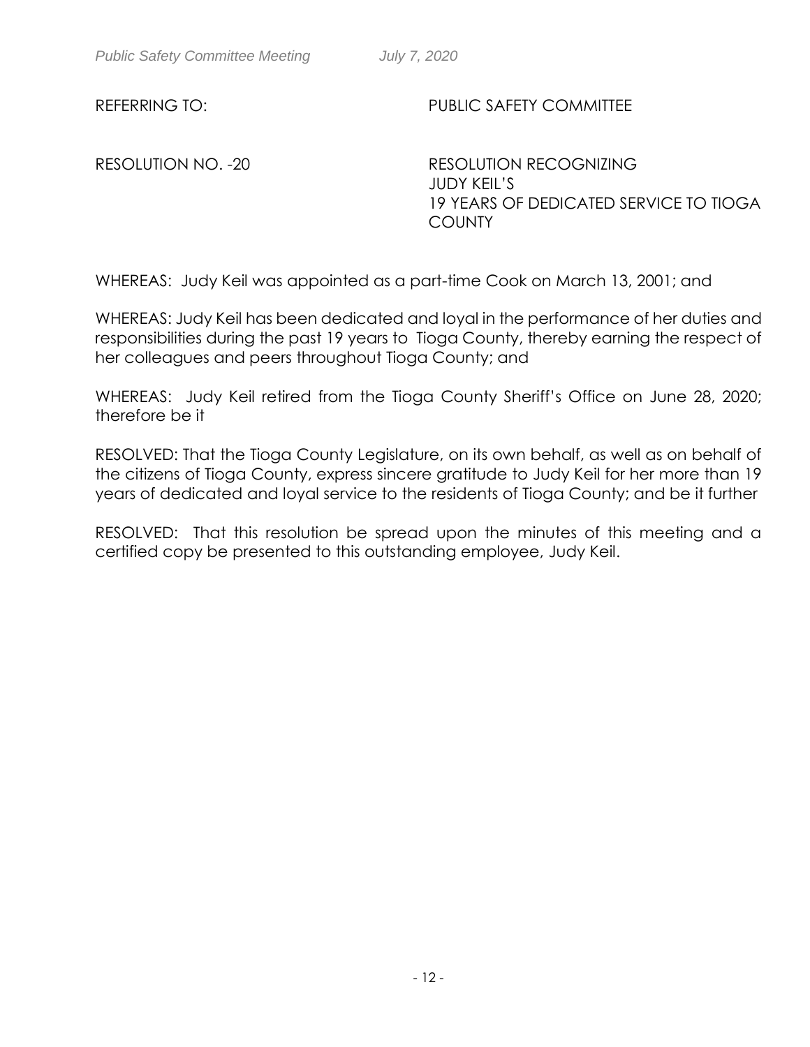REFERRING TO: PUBLIC SAFETY COMMITTEE

RESOLUTION NO. -20 RESOLUTION RECOGNIZING JUDY KEIL'S 19 YEARS OF DEDICATED SERVICE TO TIOGA COUNTY

WHEREAS: Judy Keil was appointed as a part-time Cook on March 13, 2001; and

WHEREAS: Judy Keil has been dedicated and loyal in the performance of her duties and responsibilities during the past 19 years to Tioga County, thereby earning the respect of her colleagues and peers throughout Tioga County; and

WHEREAS: Judy Keil retired from the Tioga County Sheriff's Office on June 28, 2020; therefore be it

RESOLVED: That the Tioga County Legislature, on its own behalf, as well as on behalf of the citizens of Tioga County, express sincere gratitude to Judy Keil for her more than 19 years of dedicated and loyal service to the residents of Tioga County; and be it further

RESOLVED: That this resolution be spread upon the minutes of this meeting and a certified copy be presented to this outstanding employee, Judy Keil.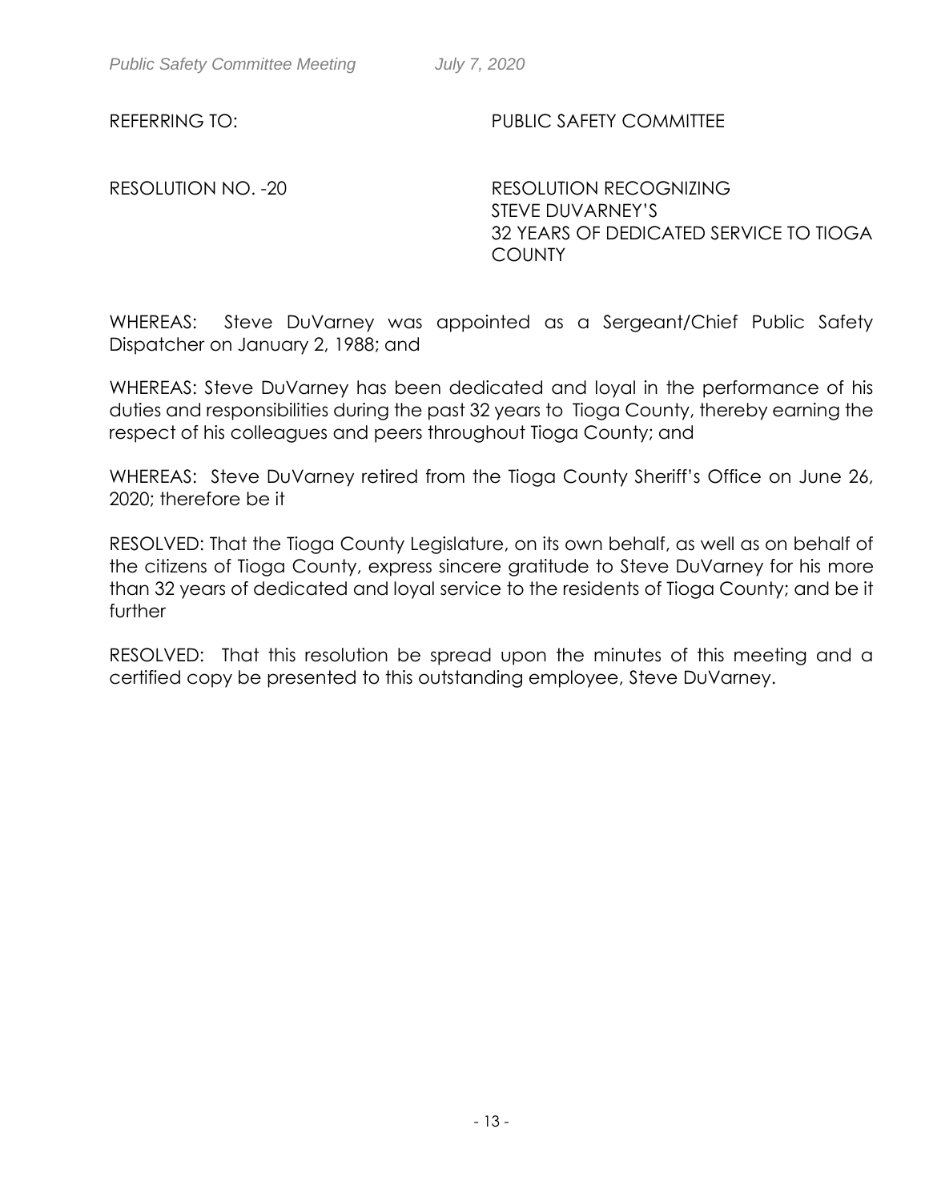REFERRING TO: PUBLIC SAFETY COMMITTEE

RESOLUTION NO. -20 RESOLUTION RECOGNIZING STEVE DUVARNEY'S 32 YEARS OF DEDICATED SERVICE TO TIOGA COUNTY

WHEREAS: Steve DuVarney was appointed as a Sergeant/Chief Public Safety Dispatcher on January 2, 1988; and

WHEREAS: Steve DuVarney has been dedicated and loyal in the performance of his duties and responsibilities during the past 32 years to Tioga County, thereby earning the respect of his colleagues and peers throughout Tioga County; and

WHEREAS: Steve DuVarney retired from the Tioga County Sheriff's Office on June 26, 2020; therefore be it

RESOLVED: That the Tioga County Legislature, on its own behalf, as well as on behalf of the citizens of Tioga County, express sincere gratitude to Steve DuVarney for his more than 32 years of dedicated and loyal service to the residents of Tioga County; and be it further

RESOLVED: That this resolution be spread upon the minutes of this meeting and a certified copy be presented to this outstanding employee, Steve DuVarney.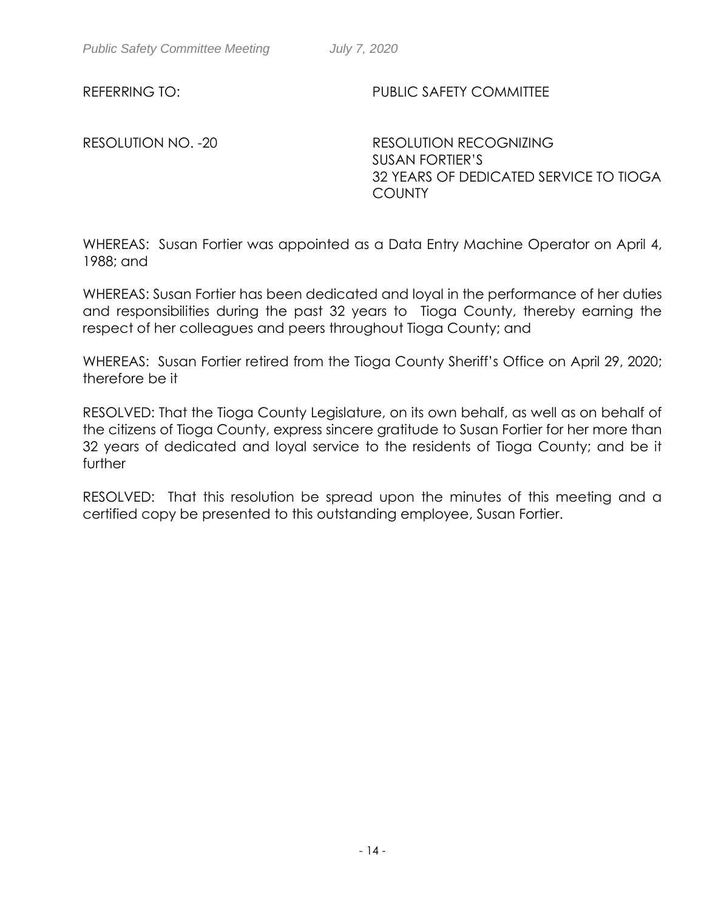REFERRING TO: PUBLIC SAFETY COMMITTEE

RESOLUTION NO. -20 RESOLUTION RECOGNIZING SUSAN FORTIER'S 32 YEARS OF DEDICATED SERVICE TO TIOGA COUNTY

WHEREAS: Susan Fortier was appointed as a Data Entry Machine Operator on April 4, 1988; and

WHEREAS: Susan Fortier has been dedicated and loyal in the performance of her duties and responsibilities during the past 32 years to Tioga County, thereby earning the respect of her colleagues and peers throughout Tioga County; and

WHEREAS: Susan Fortier retired from the Tioga County Sheriff's Office on April 29, 2020; therefore be it

RESOLVED: That the Tioga County Legislature, on its own behalf, as well as on behalf of the citizens of Tioga County, express sincere gratitude to Susan Fortier for her more than 32 years of dedicated and loyal service to the residents of Tioga County; and be it further

RESOLVED: That this resolution be spread upon the minutes of this meeting and a certified copy be presented to this outstanding employee, Susan Fortier.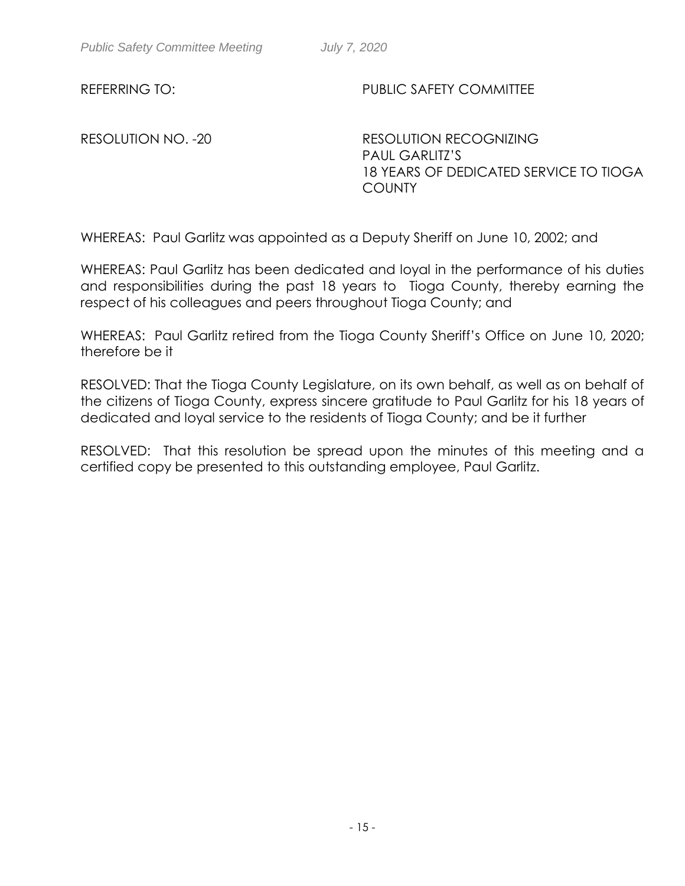REFERRING TO: PUBLIC SAFETY COMMITTEE

RESOLUTION NO. -20 RESOLUTION RECOGNIZING PAUL GARLITZ'S 18 YEARS OF DEDICATED SERVICE TO TIOGA COUNTY

WHEREAS: Paul Garlitz was appointed as a Deputy Sheriff on June 10, 2002; and

WHEREAS: Paul Garlitz has been dedicated and loyal in the performance of his duties and responsibilities during the past 18 years to Tioga County, thereby earning the respect of his colleagues and peers throughout Tioga County; and

WHEREAS: Paul Garlitz retired from the Tioga County Sheriff's Office on June 10, 2020; therefore be it

RESOLVED: That the Tioga County Legislature, on its own behalf, as well as on behalf of the citizens of Tioga County, express sincere gratitude to Paul Garlitz for his 18 years of dedicated and loyal service to the residents of Tioga County; and be it further

RESOLVED: That this resolution be spread upon the minutes of this meeting and a certified copy be presented to this outstanding employee, Paul Garlitz.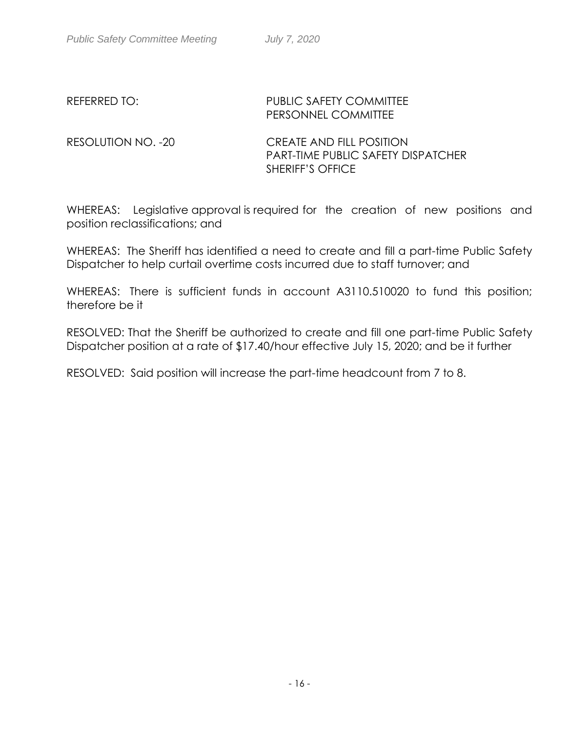REFERRED TO: PUBLIC SAFETY COMMITTEE
PERSONNEL COMMITTEE

RESOLUTION NO. -20 CREATE AND FILL POSITION
PART-TIME PUBLIC SAFETY DISPATCHER
SHERIFF'S OFFICE

WHEREAS: Legislative approval is required for the creation of new positions and position reclassifications; and

WHEREAS: The Sheriff has identified a need to create and fill a part-time Public Safety Dispatcher to help curtail overtime costs incurred due to staff turnover; and

WHEREAS: There is sufficient funds in account A3110.510020 to fund this position; therefore be it

RESOLVED: That the Sheriff be authorized to create and fill one part-time Public Safety Dispatcher position at a rate of $17.40/hour effective July 15, 2020; and be it further

RESOLVED: Said position will increase the part-time headcount from 7 to 8.